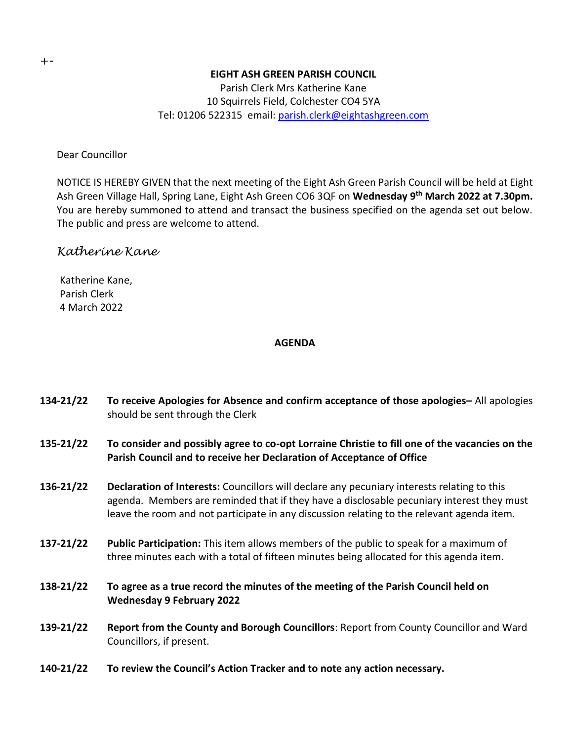+-

**EIGHT ASH GREEN PARISH COUNCIL**

Parish Clerk Mrs Katherine Kane
10 Squirrels Field, Colchester CO4 5YA
Tel: 01206 522315 email: [parish.clerk@eightashgreen.com](mailto:parish.clerk@eightashgreen.com)

Dear Councillor

NOTICE IS HEREBY GIVEN that the next meeting of the Eight Ash Green Parish Council will be held at Eight Ash Green Village Hall, Spring Lane, Eight Ash Green CO6 3QF on **Wednesday 9th March 2022 at 7.30pm.** You are hereby summoned to attend and transact the business specified on the agenda set out below. The public and press are welcome to attend.

*Katherine Kane*

Katherine Kane,
Parish Clerk
4 March 2022

**AGENDA**

**134-21/22** **To receive Apologies for Absence and confirm acceptance of those apologies–** All apologies should be sent through the Clerk

**135-21/22** **To consider and possibly agree to co-opt Lorraine Christie to fill one of the vacancies on the Parish Council and to receive her Declaration of Acceptance of Office**

**136-21/22** **Declaration of Interests:** Councillors will declare any pecuniary interests relating to this agenda. Members are reminded that if they have a disclosable pecuniary interest they must leave the room and not participate in any discussion relating to the relevant agenda item.

**137-21/22** **Public Participation:** This item allows members of the public to speak for a maximum of three minutes each with a total of fifteen minutes being allocated for this agenda item.

**138-21/22** **To agree as a true record the minutes of the meeting of the Parish Council held on Wednesday 9 February 2022**

**139-21/22** **Report from the County and Borough Councillors**: Report from County Councillor and Ward Councillors, if present.

**140-21/22** **To review the Council's Action Tracker and to note any action necessary.**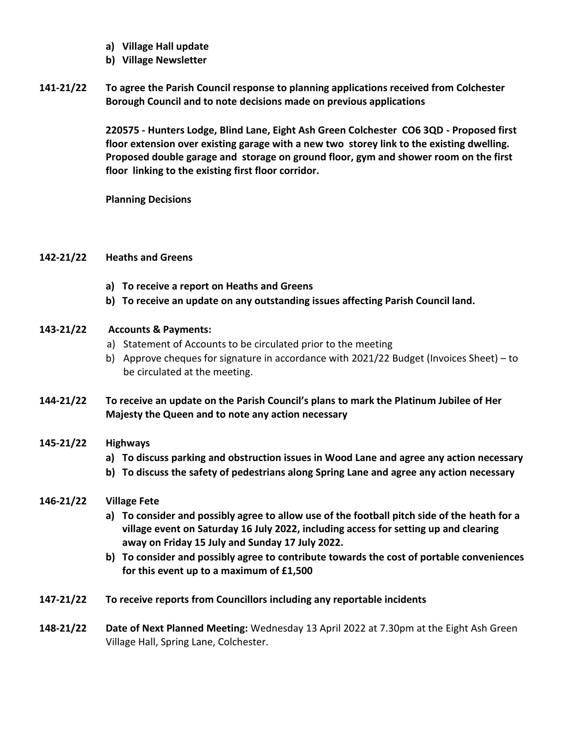**a) Village Hall update**
**b) Village Newsletter**

**141-21/22 To agree the Parish Council response to planning applications received from Colchester Borough Council and to note decisions made on previous applications**

**220575 - Hunters Lodge, Blind Lane, Eight Ash Green Colchester CO6 3QD - Proposed first floor extension over existing garage with a new two storey link to the existing dwelling. Proposed double garage and storage on ground floor, gym and shower room on the first floor linking to the existing first floor corridor.**

**Planning Decisions**

**142-21/22 Heaths and Greens**

**a) To receive a report on Heaths and Greens**
**b) To receive an update on any outstanding issues affecting Parish Council land.**

**143-21/22 Accounts & Payments:**

a) Statement of Accounts to be circulated prior to the meeting
b) Approve cheques for signature in accordance with 2021/22 Budget (Invoices Sheet) – to be circulated at the meeting.

**144-21/22 To receive an update on the Parish Council's plans to mark the Platinum Jubilee of Her Majesty the Queen and to note any action necessary**

**145-21/22 Highways**

**a) To discuss parking and obstruction issues in Wood Lane and agree any action necessary**
**b) To discuss the safety of pedestrians along Spring Lane and agree any action necessary**

**146-21/22 Village Fete**

**a) To consider and possibly agree to allow use of the football pitch side of the heath for a village event on Saturday 16 July 2022, including access for setting up and clearing away on Friday 15 July and Sunday 17 July 2022.**
**b) To consider and possibly agree to contribute towards the cost of portable conveniences for this event up to a maximum of £1,500**

**147-21/22 To receive reports from Councillors including any reportable incidents**

**148-21/22 Date of Next Planned Meeting:** Wednesday 13 April 2022 at 7.30pm at the Eight Ash Green Village Hall, Spring Lane, Colchester.